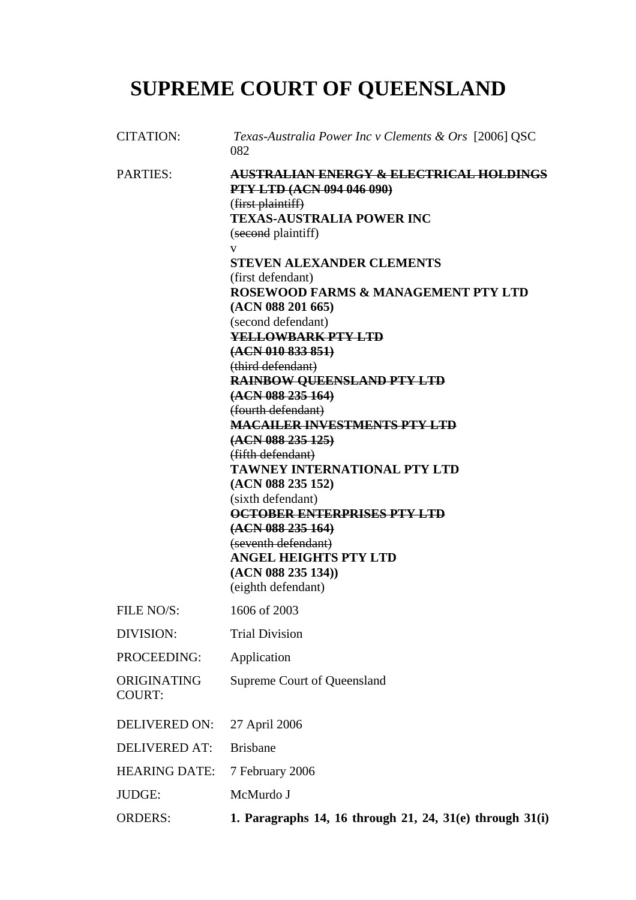# SUPREME COURT OF QUEENSLAND

| | |
|---|---|
| CITATION: | *Texas-Australia Power Inc v Clements & Ors* [2006] QSC 082 |
| PARTIES: | ~~**AUSTRALIAN ENERGY & ELECTRICAL HOLDINGS PTY LTD (ACN 094 046 090)**~~<br>(~~first plaintiff~~)<br>**TEXAS-AUSTRALIA POWER INC**<br>(~~second~~ plaintiff)<br>v<br>**STEVEN ALEXANDER CLEMENTS**<br>(first defendant)<br>**ROSEWOOD FARMS & MANAGEMENT PTY LTD (ACN 088 201 665)**<br>(second defendant)<br>~~**YELLOWBARK PTY LTD (ACN 010 833 851)**~~<br>~~(third defendant)~~<br>~~**RAINBOW QUEENSLAND PTY LTD (ACN 088 235 164)**~~<br>~~(fourth defendant)~~<br>~~**MACAILER INVESTMENTS PTY LTD (ACN 088 235 125)**~~<br>~~(fifth defendant)~~<br>**TAWNEY INTERNATIONAL PTY LTD (ACN 088 235 152)**<br>(sixth defendant)<br>~~**OCTOBER ENTERPRISES PTY LTD (ACN 088 235 164)**~~<br>~~(seventh defendant)~~<br>**ANGEL HEIGHTS PTY LTD (ACN 088 235 134))**<br>(eighth defendant) |
| FILE NO/S: | 1606 of 2003 |
| DIVISION: | Trial Division |
| PROCEEDING: | Application |
| ORIGINATING COURT: | Supreme Court of Queensland |
| DELIVERED ON: | 27 April 2006 |
| DELIVERED AT: | Brisbane |
| HEARING DATE: | 7 February 2006 |
| JUDGE: | McMurdo J |
| ORDERS: | **1. Paragraphs 14, 16 through 21, 24, 31(e) through 31(i)** |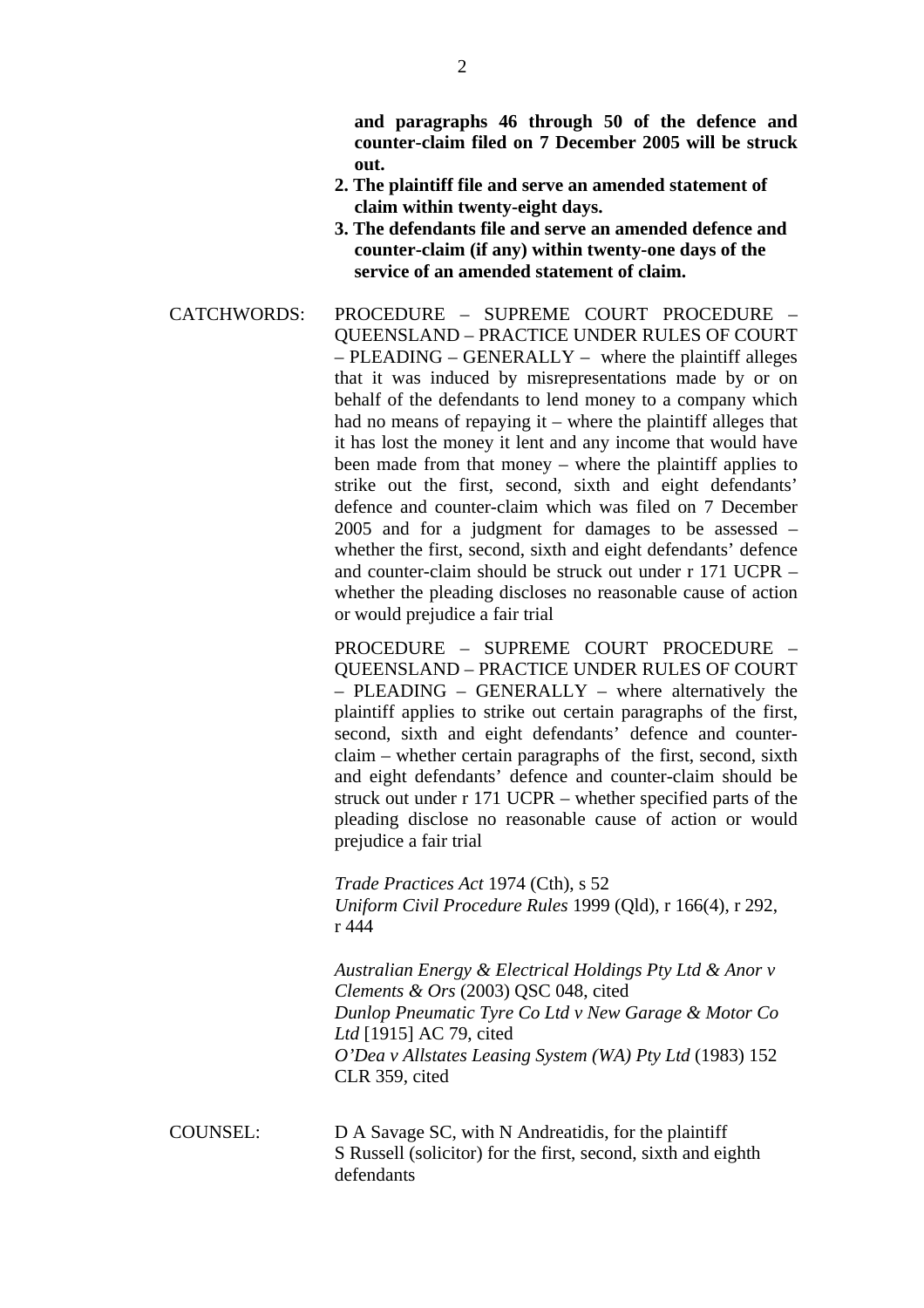**and paragraphs 46 through 50 of the defence and counter-claim filed on 7 December 2005 will be struck out.**

2. **The plaintiff file and serve an amended statement of claim within twenty-eight days.**
3. **The defendants file and serve an amended defence and counter-claim (if any) within twenty-one days of the service of an amended statement of claim.**

CATCHWORDS: PROCEDURE – SUPREME COURT PROCEDURE – QUEENSLAND – PRACTICE UNDER RULES OF COURT – PLEADING – GENERALLY – where the plaintiff alleges that it was induced by misrepresentations made by or on behalf of the defendants to lend money to a company which had no means of repaying it – where the plaintiff alleges that it has lost the money it lent and any income that would have been made from that money – where the plaintiff applies to strike out the first, second, sixth and eight defendants' defence and counter-claim which was filed on 7 December 2005 and for a judgment for damages to be assessed – whether the first, second, sixth and eight defendants' defence and counter-claim should be struck out under r 171 UCPR – whether the pleading discloses no reasonable cause of action or would prejudice a fair trial

PROCEDURE – SUPREME COURT PROCEDURE – QUEENSLAND – PRACTICE UNDER RULES OF COURT – PLEADING – GENERALLY – where alternatively the plaintiff applies to strike out certain paragraphs of the first, second, sixth and eight defendants' defence and counter-claim – whether certain paragraphs of the first, second, sixth and eight defendants' defence and counter-claim should be struck out under r 171 UCPR – whether specified parts of the pleading disclose no reasonable cause of action or would prejudice a fair trial

*Trade Practices Act* 1974 (Cth), s 52
*Uniform Civil Procedure Rules* 1999 (Qld), r 166(4), r 292, r 444

*Australian Energy & Electrical Holdings Pty Ltd & Anor v Clements & Ors* (2003) QSC 048, cited
*Dunlop Pneumatic Tyre Co Ltd v New Garage & Motor Co Ltd* [1915] AC 79, cited
*O'Dea v Allstates Leasing System (WA) Pty Ltd* (1983) 152 CLR 359, cited

COUNSEL: D A Savage SC, with N Andreatidis, for the plaintiff
S Russell (solicitor) for the first, second, sixth and eighth defendants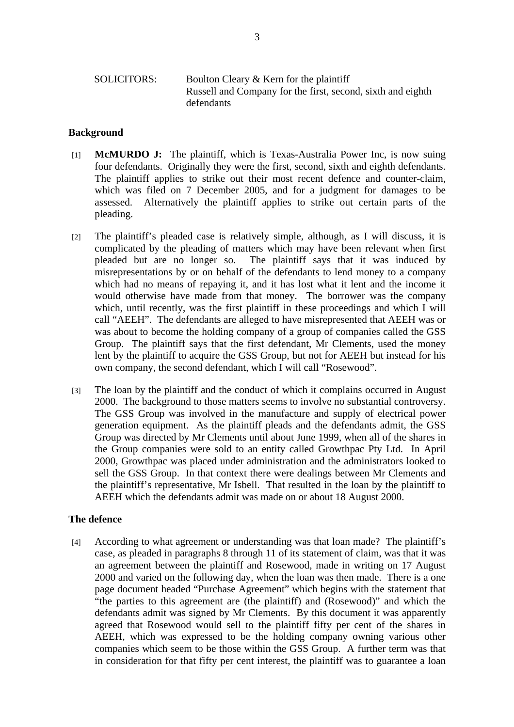SOLICITORS: Boulton Cleary & Kern for the plaintiff
Russell and Company for the first, second, sixth and eighth defendants

## Background

[1] **McMURDO J:** The plaintiff, which is Texas-Australia Power Inc, is now suing four defendants. Originally they were the first, second, sixth and eighth defendants. The plaintiff applies to strike out their most recent defence and counter-claim, which was filed on 7 December 2005, and for a judgment for damages to be assessed. Alternatively the plaintiff applies to strike out certain parts of the pleading.

[2] The plaintiff's pleaded case is relatively simple, although, as I will discuss, it is complicated by the pleading of matters which may have been relevant when first pleaded but are no longer so. The plaintiff says that it was induced by misrepresentations by or on behalf of the defendants to lend money to a company which had no means of repaying it, and it has lost what it lent and the income it would otherwise have made from that money. The borrower was the company which, until recently, was the first plaintiff in these proceedings and which I will call "AEEH". The defendants are alleged to have misrepresented that AEEH was or was about to become the holding company of a group of companies called the GSS Group. The plaintiff says that the first defendant, Mr Clements, used the money lent by the plaintiff to acquire the GSS Group, but not for AEEH but instead for his own company, the second defendant, which I will call "Rosewood".

[3] The loan by the plaintiff and the conduct of which it complains occurred in August 2000. The background to those matters seems to involve no substantial controversy. The GSS Group was involved in the manufacture and supply of electrical power generation equipment. As the plaintiff pleads and the defendants admit, the GSS Group was directed by Mr Clements until about June 1999, when all of the shares in the Group companies were sold to an entity called Growthpac Pty Ltd. In April 2000, Growthpac was placed under administration and the administrators looked to sell the GSS Group. In that context there were dealings between Mr Clements and the plaintiff's representative, Mr Isbell. That resulted in the loan by the plaintiff to AEEH which the defendants admit was made on or about 18 August 2000.

## The defence

[4] According to what agreement or understanding was that loan made? The plaintiff's case, as pleaded in paragraphs 8 through 11 of its statement of claim, was that it was an agreement between the plaintiff and Rosewood, made in writing on 17 August 2000 and varied on the following day, when the loan was then made. There is a one page document headed "Purchase Agreement" which begins with the statement that "the parties to this agreement are (the plaintiff) and (Rosewood)" and which the defendants admit was signed by Mr Clements. By this document it was apparently agreed that Rosewood would sell to the plaintiff fifty per cent of the shares in AEEH, which was expressed to be the holding company owning various other companies which seem to be those within the GSS Group. A further term was that in consideration for that fifty per cent interest, the plaintiff was to guarantee a loan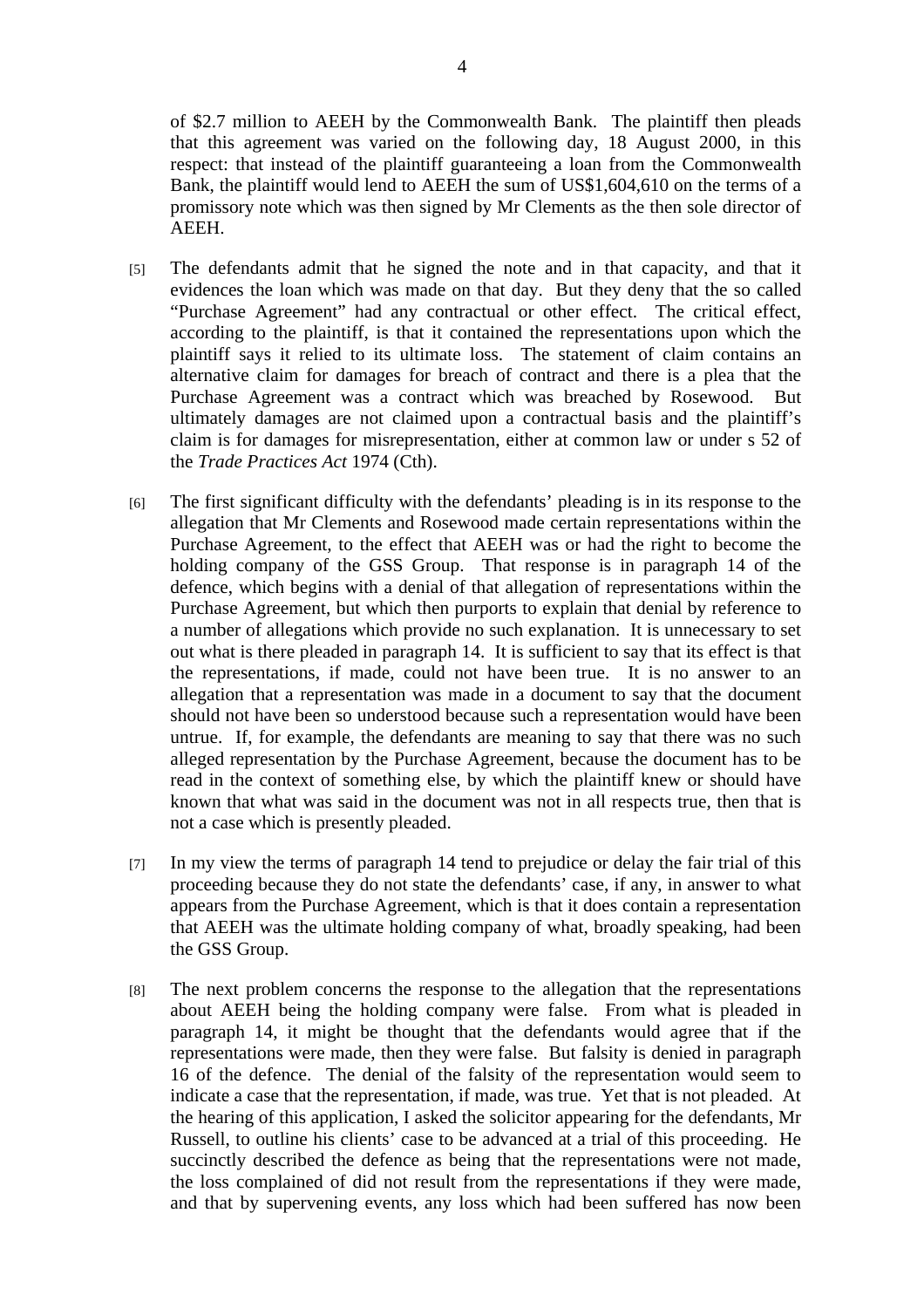of $2.7 million to AEEH by the Commonwealth Bank. The plaintiff then pleads that this agreement was varied on the following day, 18 August 2000, in this respect: that instead of the plaintiff guaranteeing a loan from the Commonwealth Bank, the plaintiff would lend to AEEH the sum of US$1,604,610 on the terms of a promissory note which was then signed by Mr Clements as the then sole director of AEEH.

[5] The defendants admit that he signed the note and in that capacity, and that it evidences the loan which was made on that day. But they deny that the so called "Purchase Agreement" had any contractual or other effect. The critical effect, according to the plaintiff, is that it contained the representations upon which the plaintiff says it relied to its ultimate loss. The statement of claim contains an alternative claim for damages for breach of contract and there is a plea that the Purchase Agreement was a contract which was breached by Rosewood. But ultimately damages are not claimed upon a contractual basis and the plaintiff's claim is for damages for misrepresentation, either at common law or under s 52 of the *Trade Practices Act* 1974 (Cth).

[6] The first significant difficulty with the defendants' pleading is in its response to the allegation that Mr Clements and Rosewood made certain representations within the Purchase Agreement, to the effect that AEEH was or had the right to become the holding company of the GSS Group. That response is in paragraph 14 of the defence, which begins with a denial of that allegation of representations within the Purchase Agreement, but which then purports to explain that denial by reference to a number of allegations which provide no such explanation. It is unnecessary to set out what is there pleaded in paragraph 14. It is sufficient to say that its effect is that the representations, if made, could not have been true. It is no answer to an allegation that a representation was made in a document to say that the document should not have been so understood because such a representation would have been untrue. If, for example, the defendants are meaning to say that there was no such alleged representation by the Purchase Agreement, because the document has to be read in the context of something else, by which the plaintiff knew or should have known that what was said in the document was not in all respects true, then that is not a case which is presently pleaded.

[7] In my view the terms of paragraph 14 tend to prejudice or delay the fair trial of this proceeding because they do not state the defendants' case, if any, in answer to what appears from the Purchase Agreement, which is that it does contain a representation that AEEH was the ultimate holding company of what, broadly speaking, had been the GSS Group.

[8] The next problem concerns the response to the allegation that the representations about AEEH being the holding company were false. From what is pleaded in paragraph 14, it might be thought that the defendants would agree that if the representations were made, then they were false. But falsity is denied in paragraph 16 of the defence. The denial of the falsity of the representation would seem to indicate a case that the representation, if made, was true. Yet that is not pleaded. At the hearing of this application, I asked the solicitor appearing for the defendants, Mr Russell, to outline his clients' case to be advanced at a trial of this proceeding. He succinctly described the defence as being that the representations were not made, the loss complained of did not result from the representations if they were made, and that by supervening events, any loss which had been suffered has now been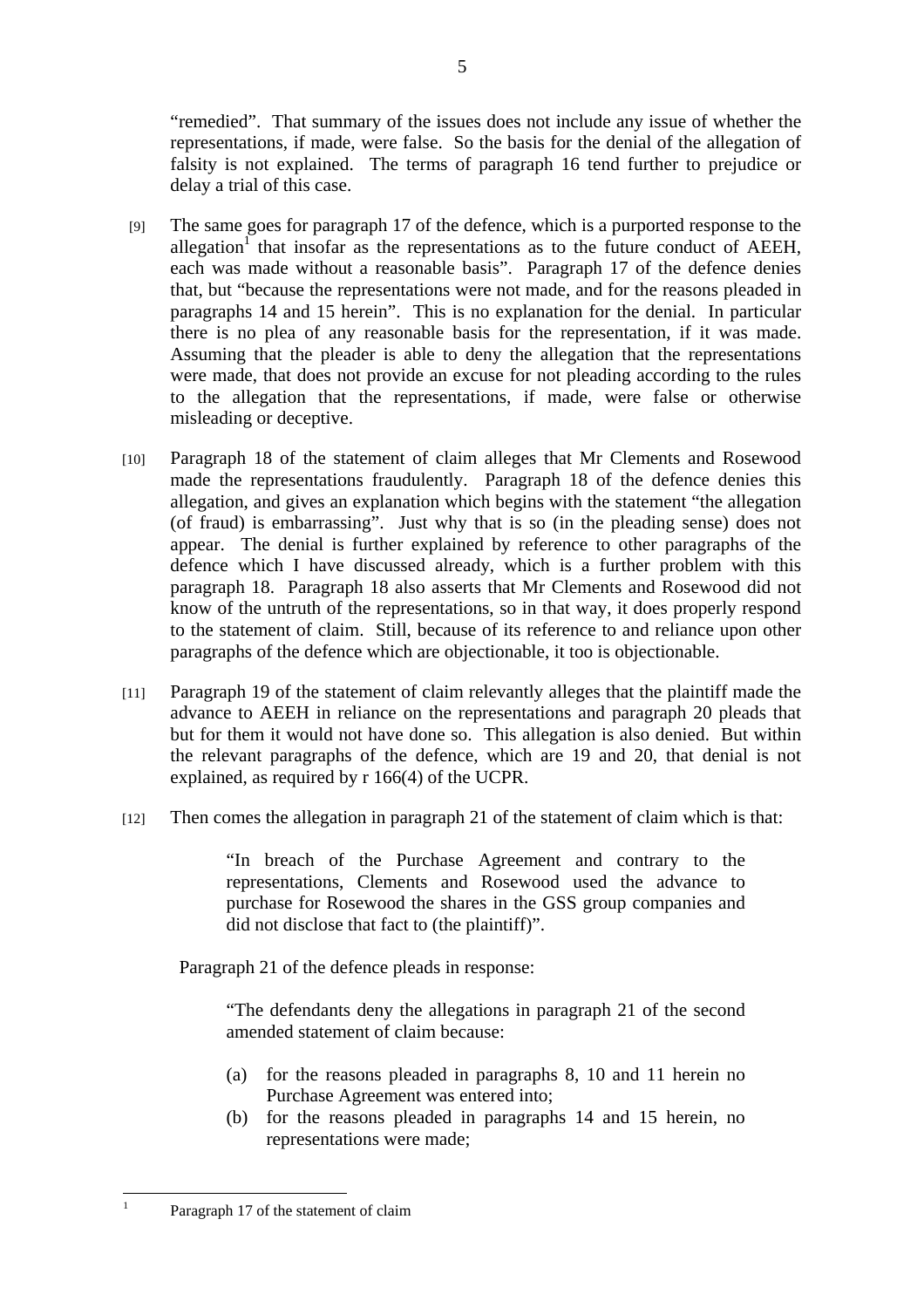"remedied". That summary of the issues does not include any issue of whether the representations, if made, were false. So the basis for the denial of the allegation of falsity is not explained. The terms of paragraph 16 tend further to prejudice or delay a trial of this case.

[9] The same goes for paragraph 17 of the defence, which is a purported response to the allegation[1] that insofar as the representations as to the future conduct of AEEH, each was made without a reasonable basis". Paragraph 17 of the defence denies that, but "because the representations were not made, and for the reasons pleaded in paragraphs 14 and 15 herein". This is no explanation for the denial. In particular there is no plea of any reasonable basis for the representation, if it was made. Assuming that the pleader is able to deny the allegation that the representations were made, that does not provide an excuse for not pleading according to the rules to the allegation that the representations, if made, were false or otherwise misleading or deceptive.

[10] Paragraph 18 of the statement of claim alleges that Mr Clements and Rosewood made the representations fraudulently. Paragraph 18 of the defence denies this allegation, and gives an explanation which begins with the statement "the allegation (of fraud) is embarrassing". Just why that is so (in the pleading sense) does not appear. The denial is further explained by reference to other paragraphs of the defence which I have discussed already, which is a further problem with this paragraph 18. Paragraph 18 also asserts that Mr Clements and Rosewood did not know of the untruth of the representations, so in that way, it does properly respond to the statement of claim. Still, because of its reference to and reliance upon other paragraphs of the defence which are objectionable, it too is objectionable.

[11] Paragraph 19 of the statement of claim relevantly alleges that the plaintiff made the advance to AEEH in reliance on the representations and paragraph 20 pleads that but for them it would not have done so. This allegation is also denied. But within the relevant paragraphs of the defence, which are 19 and 20, that denial is not explained, as required by r 166(4) of the UCPR.

[12] Then comes the allegation in paragraph 21 of the statement of claim which is that:

> "In breach of the Purchase Agreement and contrary to the representations, Clements and Rosewood used the advance to purchase for Rosewood the shares in the GSS group companies and did not disclose that fact to (the plaintiff)".

Paragraph 21 of the defence pleads in response:

> "The defendants deny the allegations in paragraph 21 of the second amended statement of claim because:
>
> (a) for the reasons pleaded in paragraphs 8, 10 and 11 herein no Purchase Agreement was entered into;
> (b) for the reasons pleaded in paragraphs 14 and 15 herein, no representations were made;

---

[1] Paragraph 17 of the statement of claim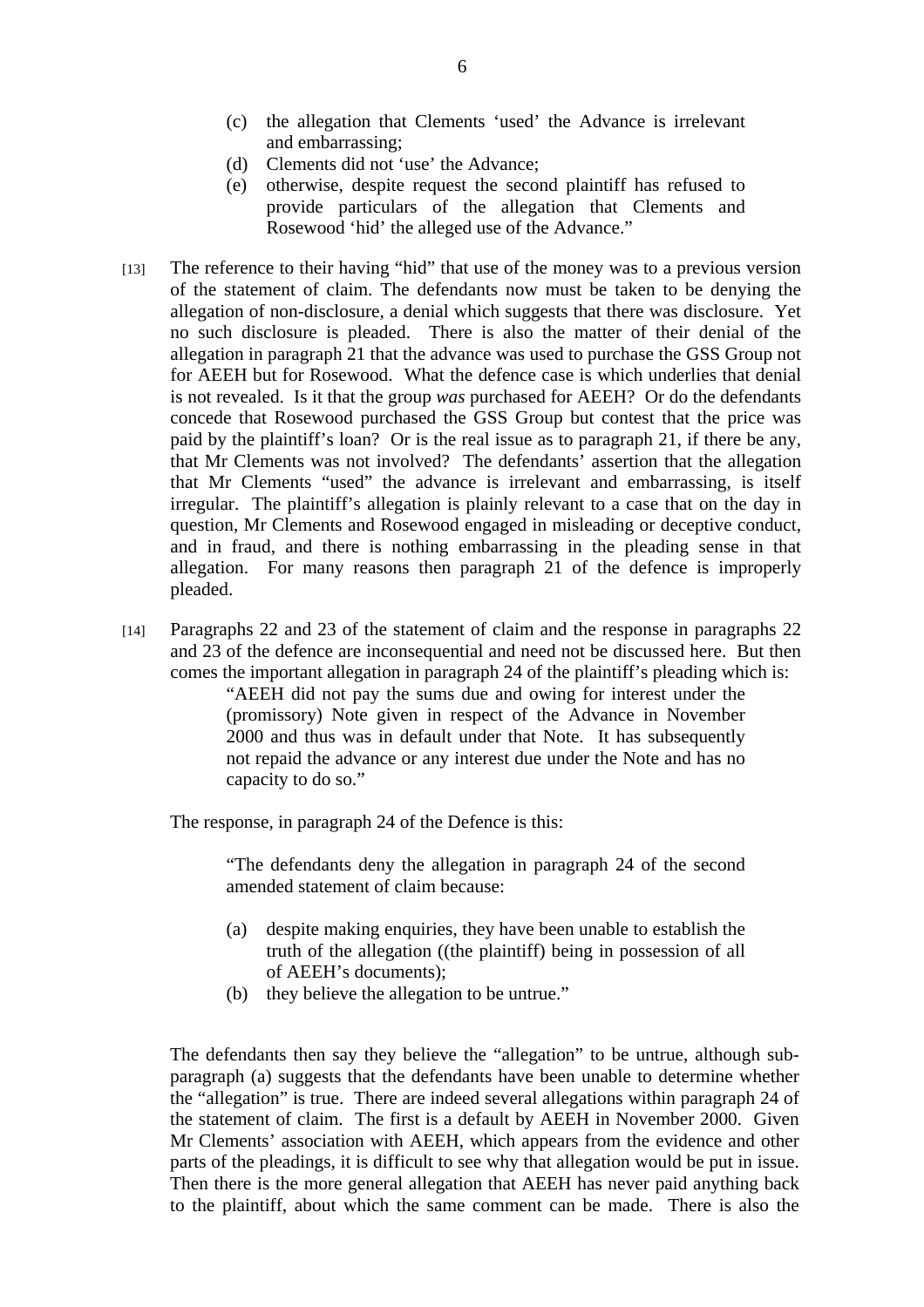> (c) the allegation that Clements 'used' the Advance is irrelevant and embarrassing;
> (d) Clements did not 'use' the Advance;
> (e) otherwise, despite request the second plaintiff has refused to provide particulars of the allegation that Clements and Rosewood 'hid' the alleged use of the Advance."

[13] The reference to their having "hid" that use of the money was to a previous version of the statement of claim. The defendants now must be taken to be denying the allegation of non-disclosure, a denial which suggests that there was disclosure. Yet no such disclosure is pleaded. There is also the matter of their denial of the allegation in paragraph 21 that the advance was used to purchase the GSS Group not for AEEH but for Rosewood. What the defence case is which underlies that denial is not revealed. Is it that the group *was* purchased for AEEH? Or do the defendants concede that Rosewood purchased the GSS Group but contest that the price was paid by the plaintiff's loan? Or is the real issue as to paragraph 21, if there be any, that Mr Clements was not involved? The defendants' assertion that the allegation that Mr Clements "used" the advance is irrelevant and embarrassing, is itself irregular. The plaintiff's allegation is plainly relevant to a case that on the day in question, Mr Clements and Rosewood engaged in misleading or deceptive conduct, and in fraud, and there is nothing embarrassing in the pleading sense in that allegation. For many reasons then paragraph 21 of the defence is improperly pleaded.

[14] Paragraphs 22 and 23 of the statement of claim and the response in paragraphs 22 and 23 of the defence are inconsequential and need not be discussed here. But then comes the important allegation in paragraph 24 of the plaintiff's pleading which is:

> "AEEH did not pay the sums due and owing for interest under the (promissory) Note given in respect of the Advance in November 2000 and thus was in default under that Note. It has subsequently not repaid the advance or any interest due under the Note and has no capacity to do so."

The response, in paragraph 24 of the Defence is this:

> "The defendants deny the allegation in paragraph 24 of the second amended statement of claim because:
>
> (a) despite making enquiries, they have been unable to establish the truth of the allegation ((the plaintiff) being in possession of all of AEEH's documents);
> (b) they believe the allegation to be untrue."

The defendants then say they believe the "allegation" to be untrue, although sub-paragraph (a) suggests that the defendants have been unable to determine whether the "allegation" is true. There are indeed several allegations within paragraph 24 of the statement of claim. The first is a default by AEEH in November 2000. Given Mr Clements' association with AEEH, which appears from the evidence and other parts of the pleadings, it is difficult to see why that allegation would be put in issue. Then there is the more general allegation that AEEH has never paid anything back to the plaintiff, about which the same comment can be made. There is also the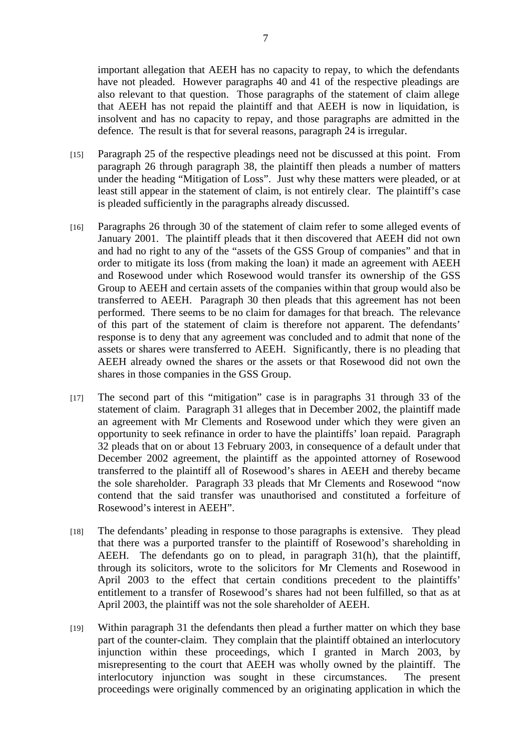important allegation that AEEH has no capacity to repay, to which the defendants have not pleaded. However paragraphs 40 and 41 of the respective pleadings are also relevant to that question. Those paragraphs of the statement of claim allege that AEEH has not repaid the plaintiff and that AEEH is now in liquidation, is insolvent and has no capacity to repay, and those paragraphs are admitted in the defence. The result is that for several reasons, paragraph 24 is irregular.

[15] Paragraph 25 of the respective pleadings need not be discussed at this point. From paragraph 26 through paragraph 38, the plaintiff then pleads a number of matters under the heading "Mitigation of Loss". Just why these matters were pleaded, or at least still appear in the statement of claim, is not entirely clear. The plaintiff's case is pleaded sufficiently in the paragraphs already discussed.

[16] Paragraphs 26 through 30 of the statement of claim refer to some alleged events of January 2001. The plaintiff pleads that it then discovered that AEEH did not own and had no right to any of the "assets of the GSS Group of companies" and that in order to mitigate its loss (from making the loan) it made an agreement with AEEH and Rosewood under which Rosewood would transfer its ownership of the GSS Group to AEEH and certain assets of the companies within that group would also be transferred to AEEH. Paragraph 30 then pleads that this agreement has not been performed. There seems to be no claim for damages for that breach. The relevance of this part of the statement of claim is therefore not apparent. The defendants' response is to deny that any agreement was concluded and to admit that none of the assets or shares were transferred to AEEH. Significantly, there is no pleading that AEEH already owned the shares or the assets or that Rosewood did not own the shares in those companies in the GSS Group.

[17] The second part of this "mitigation" case is in paragraphs 31 through 33 of the statement of claim. Paragraph 31 alleges that in December 2002, the plaintiff made an agreement with Mr Clements and Rosewood under which they were given an opportunity to seek refinance in order to have the plaintiffs' loan repaid. Paragraph 32 pleads that on or about 13 February 2003, in consequence of a default under that December 2002 agreement, the plaintiff as the appointed attorney of Rosewood transferred to the plaintiff all of Rosewood's shares in AEEH and thereby became the sole shareholder. Paragraph 33 pleads that Mr Clements and Rosewood "now contend that the said transfer was unauthorised and constituted a forfeiture of Rosewood's interest in AEEH".

[18] The defendants' pleading in response to those paragraphs is extensive. They plead that there was a purported transfer to the plaintiff of Rosewood's shareholding in AEEH. The defendants go on to plead, in paragraph 31(h), that the plaintiff, through its solicitors, wrote to the solicitors for Mr Clements and Rosewood in April 2003 to the effect that certain conditions precedent to the plaintiffs' entitlement to a transfer of Rosewood's shares had not been fulfilled, so that as at April 2003, the plaintiff was not the sole shareholder of AEEH.

[19] Within paragraph 31 the defendants then plead a further matter on which they base part of the counter-claim. They complain that the plaintiff obtained an interlocutory injunction within these proceedings, which I granted in March 2003, by misrepresenting to the court that AEEH was wholly owned by the plaintiff. The interlocutory injunction was sought in these circumstances. The present proceedings were originally commenced by an originating application in which the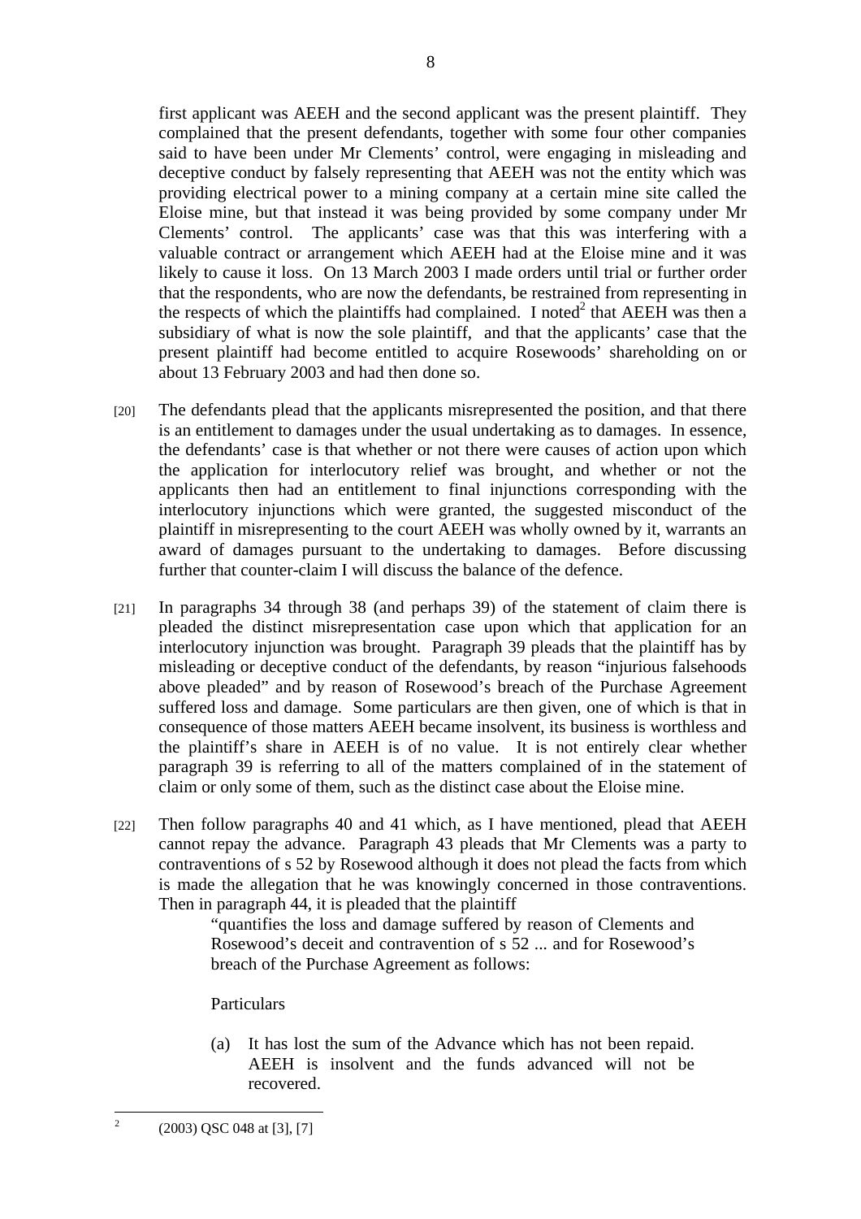first applicant was AEEH and the second applicant was the present plaintiff. They complained that the present defendants, together with some four other companies said to have been under Mr Clements' control, were engaging in misleading and deceptive conduct by falsely representing that AEEH was not the entity which was providing electrical power to a mining company at a certain mine site called the Eloise mine, but that instead it was being provided by some company under Mr Clements' control. The applicants' case was that this was interfering with a valuable contract or arrangement which AEEH had at the Eloise mine and it was likely to cause it loss. On 13 March 2003 I made orders until trial or further order that the respondents, who are now the defendants, be restrained from representing in the respects of which the plaintiffs had complained. I noted[2] that AEEH was then a subsidiary of what is now the sole plaintiff, and that the applicants' case that the present plaintiff had become entitled to acquire Rosewoods' shareholding on or about 13 February 2003 and had then done so.

[20] The defendants plead that the applicants misrepresented the position, and that there is an entitlement to damages under the usual undertaking as to damages. In essence, the defendants' case is that whether or not there were causes of action upon which the application for interlocutory relief was brought, and whether or not the applicants then had an entitlement to final injunctions corresponding with the interlocutory injunctions which were granted, the suggested misconduct of the plaintiff in misrepresenting to the court AEEH was wholly owned by it, warrants an award of damages pursuant to the undertaking to damages. Before discussing further that counter-claim I will discuss the balance of the defence.

[21] In paragraphs 34 through 38 (and perhaps 39) of the statement of claim there is pleaded the distinct misrepresentation case upon which that application for an interlocutory injunction was brought. Paragraph 39 pleads that the plaintiff has by misleading or deceptive conduct of the defendants, by reason "injurious falsehoods above pleaded" and by reason of Rosewood's breach of the Purchase Agreement suffered loss and damage. Some particulars are then given, one of which is that in consequence of those matters AEEH became insolvent, its business is worthless and the plaintiff's share in AEEH is of no value. It is not entirely clear whether paragraph 39 is referring to all of the matters complained of in the statement of claim or only some of them, such as the distinct case about the Eloise mine.

[22] Then follow paragraphs 40 and 41 which, as I have mentioned, plead that AEEH cannot repay the advance. Paragraph 43 pleads that Mr Clements was a party to contraventions of s 52 by Rosewood although it does not plead the facts from which is made the allegation that he was knowingly concerned in those contraventions. Then in paragraph 44, it is pleaded that the plaintiff

> "quantifies the loss and damage suffered by reason of Clements and Rosewood's deceit and contravention of s 52 ... and for Rosewood's breach of the Purchase Agreement as follows:
>
> Particulars
>
> (a) It has lost the sum of the Advance which has not been repaid. AEEH is insolvent and the funds advanced will not be recovered.

[2] (2003) QSC 048 at [3], [7]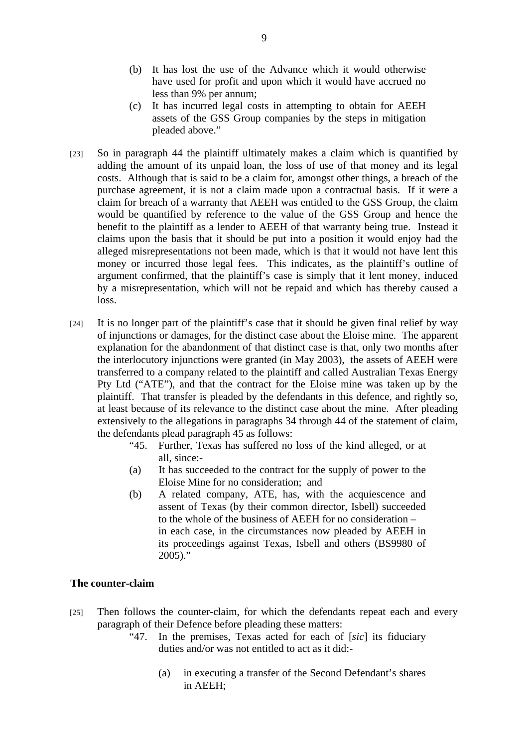(b) It has lost the use of the Advance which it would otherwise have used for profit and upon which it would have accrued no less than 9% per annum;

(c) It has incurred legal costs in attempting to obtain for AEEH assets of the GSS Group companies by the steps in mitigation pleaded above."

[23] So in paragraph 44 the plaintiff ultimately makes a claim which is quantified by adding the amount of its unpaid loan, the loss of use of that money and its legal costs. Although that is said to be a claim for, amongst other things, a breach of the purchase agreement, it is not a claim made upon a contractual basis. If it were a claim for breach of a warranty that AEEH was entitled to the GSS Group, the claim would be quantified by reference to the value of the GSS Group and hence the benefit to the plaintiff as a lender to AEEH of that warranty being true. Instead it claims upon the basis that it should be put into a position it would enjoy had the alleged misrepresentations not been made, which is that it would not have lent this money or incurred those legal fees. This indicates, as the plaintiff's outline of argument confirmed, that the plaintiff's case is simply that it lent money, induced by a misrepresentation, which will not be repaid and which has thereby caused a loss.

[24] It is no longer part of the plaintiff's case that it should be given final relief by way of injunctions or damages, for the distinct case about the Eloise mine. The apparent explanation for the abandonment of that distinct case is that, only two months after the interlocutory injunctions were granted (in May 2003), the assets of AEEH were transferred to a company related to the plaintiff and called Australian Texas Energy Pty Ltd ("ATE"), and that the contract for the Eloise mine was taken up by the plaintiff. That transfer is pleaded by the defendants in this defence, and rightly so, at least because of its relevance to the distinct case about the mine. After pleading extensively to the allegations in paragraphs 34 through 44 of the statement of claim, the defendants plead paragraph 45 as follows:

"45. Further, Texas has suffered no loss of the kind alleged, or at all, since:-

(a) It has succeeded to the contract for the supply of power to the Eloise Mine for no consideration; and

(b) A related company, ATE, has, with the acquiescence and assent of Texas (by their common director, Isbell) succeeded to the whole of the business of AEEH for no consideration – in each case, in the circumstances now pleaded by AEEH in its proceedings against Texas, Isbell and others (BS9980 of 2005)."

### The counter-claim

[25] Then follows the counter-claim, for which the defendants repeat each and every paragraph of their Defence before pleading these matters:

"47. In the premises, Texas acted for each of [*sic*] its fiduciary duties and/or was not entitled to act as it did:-

(a) in executing a transfer of the Second Defendant's shares in AEEH;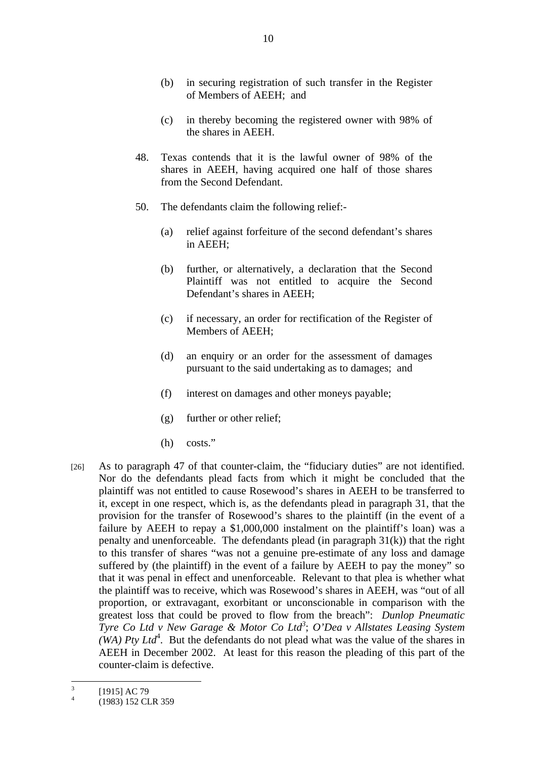(b) in securing registration of such transfer in the Register of Members of AEEH; and

(c) in thereby becoming the registered owner with 98% of the shares in AEEH.

48. Texas contends that it is the lawful owner of 98% of the shares in AEEH, having acquired one half of those shares from the Second Defendant.

50. The defendants claim the following relief:-

(a) relief against forfeiture of the second defendant's shares in AEEH;

(b) further, or alternatively, a declaration that the Second Plaintiff was not entitled to acquire the Second Defendant's shares in AEEH;

(c) if necessary, an order for rectification of the Register of Members of AEEH;

(d) an enquiry or an order for the assessment of damages pursuant to the said undertaking as to damages; and

(f) interest on damages and other moneys payable;

(g) further or other relief;

(h) costs."

[26] As to paragraph 47 of that counter-claim, the "fiduciary duties" are not identified. Nor do the defendants plead facts from which it might be concluded that the plaintiff was not entitled to cause Rosewood's shares in AEEH to be transferred to it, except in one respect, which is, as the defendants plead in paragraph 31, that the provision for the transfer of Rosewood's shares to the plaintiff (in the event of a failure by AEEH to repay a $1,000,000 instalment on the plaintiff's loan) was a penalty and unenforceable. The defendants plead (in paragraph 31(k)) that the right to this transfer of shares "was not a genuine pre-estimate of any loss and damage suffered by (the plaintiff) in the event of a failure by AEEH to pay the money" so that it was penal in effect and unenforceable. Relevant to that plea is whether what the plaintiff was to receive, which was Rosewood's shares in AEEH, was "out of all proportion, or extravagant, exorbitant or unconscionable in comparison with the greatest loss that could be proved to flow from the breach": *Dunlop Pneumatic Tyre Co Ltd v New Garage & Motor Co Ltd*[3]; *O'Dea v Allstates Leasing System (WA) Pty Ltd*[4]. But the defendants do not plead what was the value of the shares in AEEH in December 2002. At least for this reason the pleading of this part of the counter-claim is defective.

---

[3] [1915] AC 79

[4] (1983) 152 CLR 359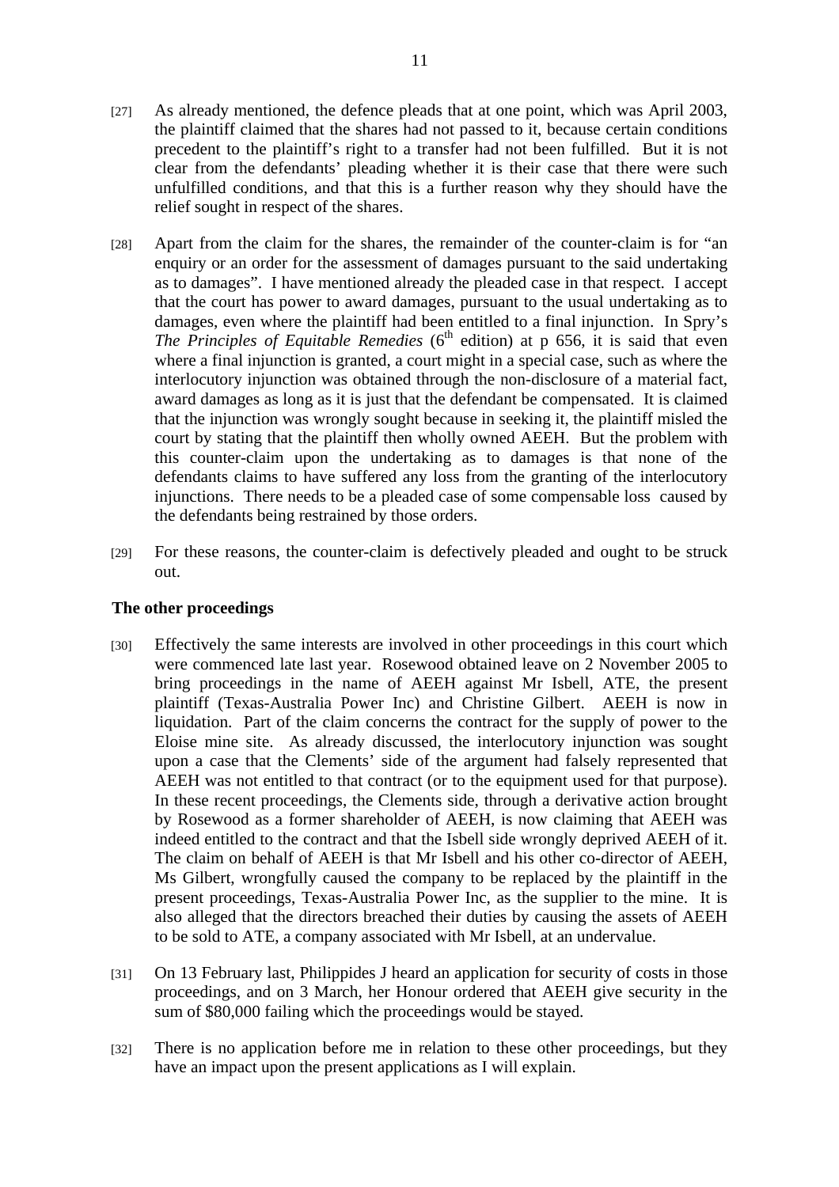[27] As already mentioned, the defence pleads that at one point, which was April 2003, the plaintiff claimed that the shares had not passed to it, because certain conditions precedent to the plaintiff's right to a transfer had not been fulfilled. But it is not clear from the defendants' pleading whether it is their case that there were such unfulfilled conditions, and that this is a further reason why they should have the relief sought in respect of the shares.

[28] Apart from the claim for the shares, the remainder of the counter-claim is for "an enquiry or an order for the assessment of damages pursuant to the said undertaking as to damages". I have mentioned already the pleaded case in that respect. I accept that the court has power to award damages, pursuant to the usual undertaking as to damages, even where the plaintiff had been entitled to a final injunction. In Spry's *The Principles of Equitable Remedies* (6th edition) at p 656, it is said that even where a final injunction is granted, a court might in a special case, such as where the interlocutory injunction was obtained through the non-disclosure of a material fact, award damages as long as it is just that the defendant be compensated. It is claimed that the injunction was wrongly sought because in seeking it, the plaintiff misled the court by stating that the plaintiff then wholly owned AEEH. But the problem with this counter-claim upon the undertaking as to damages is that none of the defendants claims to have suffered any loss from the granting of the interlocutory injunctions. There needs to be a pleaded case of some compensable loss caused by the defendants being restrained by those orders.

[29] For these reasons, the counter-claim is defectively pleaded and ought to be struck out.

**The other proceedings**

[30] Effectively the same interests are involved in other proceedings in this court which were commenced late last year. Rosewood obtained leave on 2 November 2005 to bring proceedings in the name of AEEH against Mr Isbell, ATE, the present plaintiff (Texas-Australia Power Inc) and Christine Gilbert. AEEH is now in liquidation. Part of the claim concerns the contract for the supply of power to the Eloise mine site. As already discussed, the interlocutory injunction was sought upon a case that the Clements' side of the argument had falsely represented that AEEH was not entitled to that contract (or to the equipment used for that purpose). In these recent proceedings, the Clements side, through a derivative action brought by Rosewood as a former shareholder of AEEH, is now claiming that AEEH was indeed entitled to the contract and that the Isbell side wrongly deprived AEEH of it. The claim on behalf of AEEH is that Mr Isbell and his other co-director of AEEH, Ms Gilbert, wrongfully caused the company to be replaced by the plaintiff in the present proceedings, Texas-Australia Power Inc, as the supplier to the mine. It is also alleged that the directors breached their duties by causing the assets of AEEH to be sold to ATE, a company associated with Mr Isbell, at an undervalue.

[31] On 13 February last, Philippides J heard an application for security of costs in those proceedings, and on 3 March, her Honour ordered that AEEH give security in the sum of $80,000 failing which the proceedings would be stayed.

[32] There is no application before me in relation to these other proceedings, but they have an impact upon the present applications as I will explain.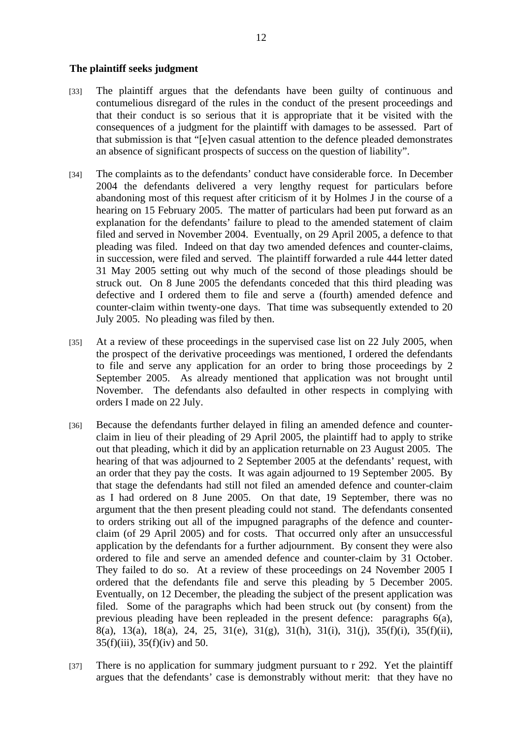### The plaintiff seeks judgment

[33] The plaintiff argues that the defendants have been guilty of continuous and contumelious disregard of the rules in the conduct of the present proceedings and that their conduct is so serious that it is appropriate that it be visited with the consequences of a judgment for the plaintiff with damages to be assessed. Part of that submission is that "[e]ven casual attention to the defence pleaded demonstrates an absence of significant prospects of success on the question of liability".

[34] The complaints as to the defendants' conduct have considerable force. In December 2004 the defendants delivered a very lengthy request for particulars before abandoning most of this request after criticism of it by Holmes J in the course of a hearing on 15 February 2005. The matter of particulars had been put forward as an explanation for the defendants' failure to plead to the amended statement of claim filed and served in November 2004. Eventually, on 29 April 2005, a defence to that pleading was filed. Indeed on that day two amended defences and counter-claims, in succession, were filed and served. The plaintiff forwarded a rule 444 letter dated 31 May 2005 setting out why much of the second of those pleadings should be struck out. On 8 June 2005 the defendants conceded that this third pleading was defective and I ordered them to file and serve a (fourth) amended defence and counter-claim within twenty-one days. That time was subsequently extended to 20 July 2005. No pleading was filed by then.

[35] At a review of these proceedings in the supervised case list on 22 July 2005, when the prospect of the derivative proceedings was mentioned, I ordered the defendants to file and serve any application for an order to bring those proceedings by 2 September 2005. As already mentioned that application was not brought until November. The defendants also defaulted in other respects in complying with orders I made on 22 July.

[36] Because the defendants further delayed in filing an amended defence and counter-claim in lieu of their pleading of 29 April 2005, the plaintiff had to apply to strike out that pleading, which it did by an application returnable on 23 August 2005. The hearing of that was adjourned to 2 September 2005 at the defendants' request, with an order that they pay the costs. It was again adjourned to 19 September 2005. By that stage the defendants had still not filed an amended defence and counter-claim as I had ordered on 8 June 2005. On that date, 19 September, there was no argument that the then present pleading could not stand. The defendants consented to orders striking out all of the impugned paragraphs of the defence and counter-claim (of 29 April 2005) and for costs. That occurred only after an unsuccessful application by the defendants for a further adjournment. By consent they were also ordered to file and serve an amended defence and counter-claim by 31 October. They failed to do so. At a review of these proceedings on 24 November 2005 I ordered that the defendants file and serve this pleading by 5 December 2005. Eventually, on 12 December, the pleading the subject of the present application was filed. Some of the paragraphs which had been struck out (by consent) from the previous pleading have been repleaded in the present defence: paragraphs 6(a), 8(a), 13(a), 18(a), 24, 25, 31(e), 31(g), 31(h), 31(i), 31(j), 35(f)(i), 35(f)(ii), 35(f)(iii), 35(f)(iv) and 50.

[37] There is no application for summary judgment pursuant to r 292. Yet the plaintiff argues that the defendants' case is demonstrably without merit: that they have no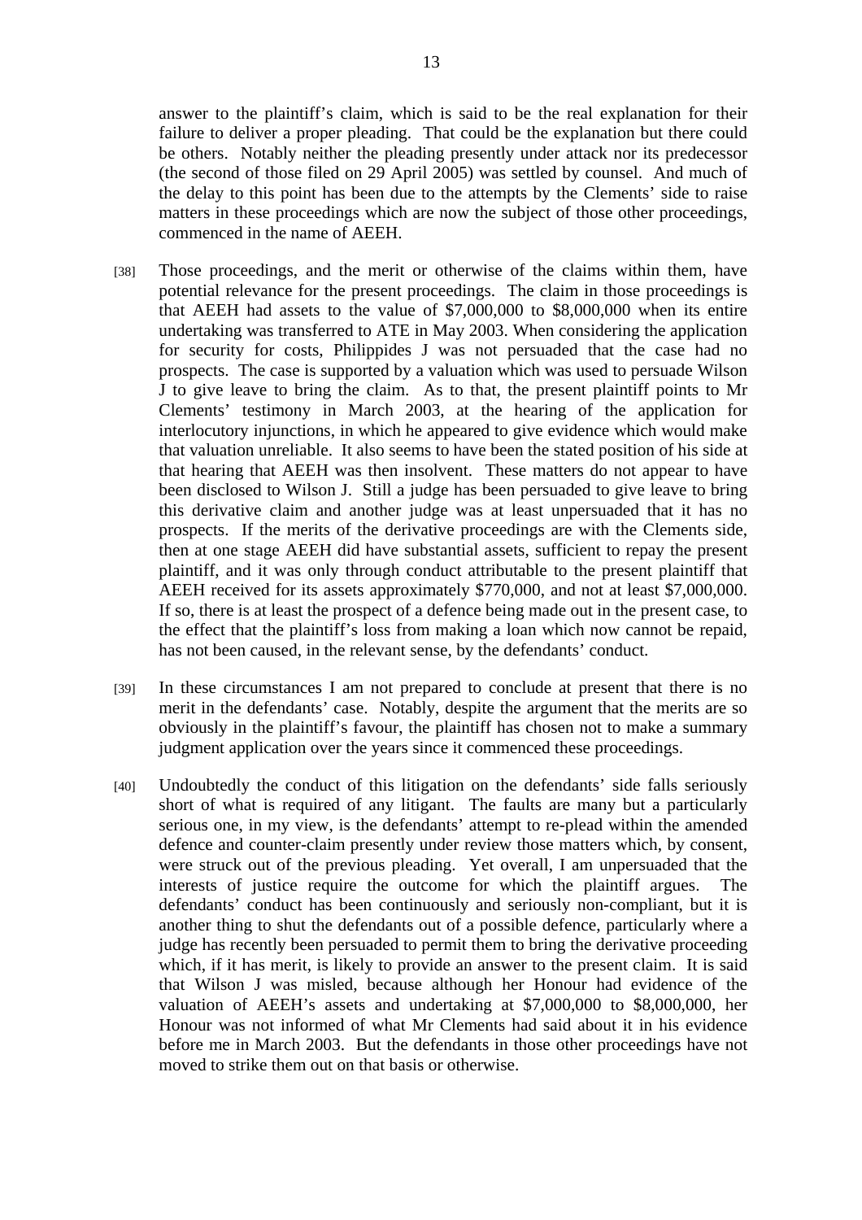answer to the plaintiff's claim, which is said to be the real explanation for their failure to deliver a proper pleading. That could be the explanation but there could be others. Notably neither the pleading presently under attack nor its predecessor (the second of those filed on 29 April 2005) was settled by counsel. And much of the delay to this point has been due to the attempts by the Clements' side to raise matters in these proceedings which are now the subject of those other proceedings, commenced in the name of AEEH.

[38] Those proceedings, and the merit or otherwise of the claims within them, have potential relevance for the present proceedings. The claim in those proceedings is that AEEH had assets to the value of $7,000,000 to $8,000,000 when its entire undertaking was transferred to ATE in May 2003. When considering the application for security for costs, Philippides J was not persuaded that the case had no prospects. The case is supported by a valuation which was used to persuade Wilson J to give leave to bring the claim. As to that, the present plaintiff points to Mr Clements' testimony in March 2003, at the hearing of the application for interlocutory injunctions, in which he appeared to give evidence which would make that valuation unreliable. It also seems to have been the stated position of his side at that hearing that AEEH was then insolvent. These matters do not appear to have been disclosed to Wilson J. Still a judge has been persuaded to give leave to bring this derivative claim and another judge was at least unpersuaded that it has no prospects. If the merits of the derivative proceedings are with the Clements side, then at one stage AEEH did have substantial assets, sufficient to repay the present plaintiff, and it was only through conduct attributable to the present plaintiff that AEEH received for its assets approximately $770,000, and not at least $7,000,000. If so, there is at least the prospect of a defence being made out in the present case, to the effect that the plaintiff's loss from making a loan which now cannot be repaid, has not been caused, in the relevant sense, by the defendants' conduct.

[39] In these circumstances I am not prepared to conclude at present that there is no merit in the defendants' case. Notably, despite the argument that the merits are so obviously in the plaintiff's favour, the plaintiff has chosen not to make a summary judgment application over the years since it commenced these proceedings.

[40] Undoubtedly the conduct of this litigation on the defendants' side falls seriously short of what is required of any litigant. The faults are many but a particularly serious one, in my view, is the defendants' attempt to re-plead within the amended defence and counter-claim presently under review those matters which, by consent, were struck out of the previous pleading. Yet overall, I am unpersuaded that the interests of justice require the outcome for which the plaintiff argues. The defendants' conduct has been continuously and seriously non-compliant, but it is another thing to shut the defendants out of a possible defence, particularly where a judge has recently been persuaded to permit them to bring the derivative proceeding which, if it has merit, is likely to provide an answer to the present claim. It is said that Wilson J was misled, because although her Honour had evidence of the valuation of AEEH's assets and undertaking at $7,000,000 to $8,000,000, her Honour was not informed of what Mr Clements had said about it in his evidence before me in March 2003. But the defendants in those other proceedings have not moved to strike them out on that basis or otherwise.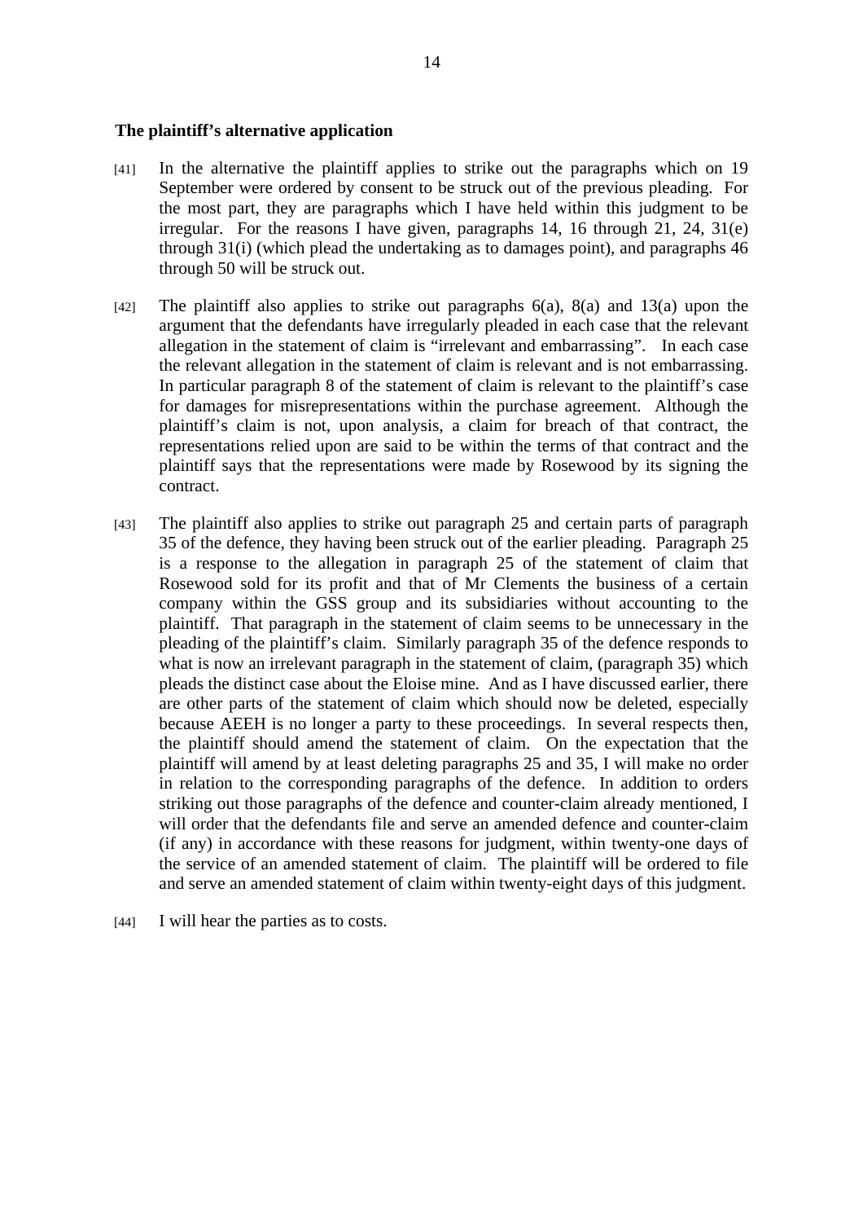**The plaintiff's alternative application**

[41] In the alternative the plaintiff applies to strike out the paragraphs which on 19 September were ordered by consent to be struck out of the previous pleading. For the most part, they are paragraphs which I have held within this judgment to be irregular. For the reasons I have given, paragraphs 14, 16 through 21, 24, 31(e) through 31(i) (which plead the undertaking as to damages point), and paragraphs 46 through 50 will be struck out.

[42] The plaintiff also applies to strike out paragraphs 6(a), 8(a) and 13(a) upon the argument that the defendants have irregularly pleaded in each case that the relevant allegation in the statement of claim is "irrelevant and embarrassing". In each case the relevant allegation in the statement of claim is relevant and is not embarrassing. In particular paragraph 8 of the statement of claim is relevant to the plaintiff's case for damages for misrepresentations within the purchase agreement. Although the plaintiff's claim is not, upon analysis, a claim for breach of that contract, the representations relied upon are said to be within the terms of that contract and the plaintiff says that the representations were made by Rosewood by its signing the contract.

[43] The plaintiff also applies to strike out paragraph 25 and certain parts of paragraph 35 of the defence, they having been struck out of the earlier pleading. Paragraph 25 is a response to the allegation in paragraph 25 of the statement of claim that Rosewood sold for its profit and that of Mr Clements the business of a certain company within the GSS group and its subsidiaries without accounting to the plaintiff. That paragraph in the statement of claim seems to be unnecessary in the pleading of the plaintiff's claim. Similarly paragraph 35 of the defence responds to what is now an irrelevant paragraph in the statement of claim, (paragraph 35) which pleads the distinct case about the Eloise mine. And as I have discussed earlier, there are other parts of the statement of claim which should now be deleted, especially because AEEH is no longer a party to these proceedings. In several respects then, the plaintiff should amend the statement of claim. On the expectation that the plaintiff will amend by at least deleting paragraphs 25 and 35, I will make no order in relation to the corresponding paragraphs of the defence. In addition to orders striking out those paragraphs of the defence and counter-claim already mentioned, I will order that the defendants file and serve an amended defence and counter-claim (if any) in accordance with these reasons for judgment, within twenty-one days of the service of an amended statement of claim. The plaintiff will be ordered to file and serve an amended statement of claim within twenty-eight days of this judgment.

[44] I will hear the parties as to costs.